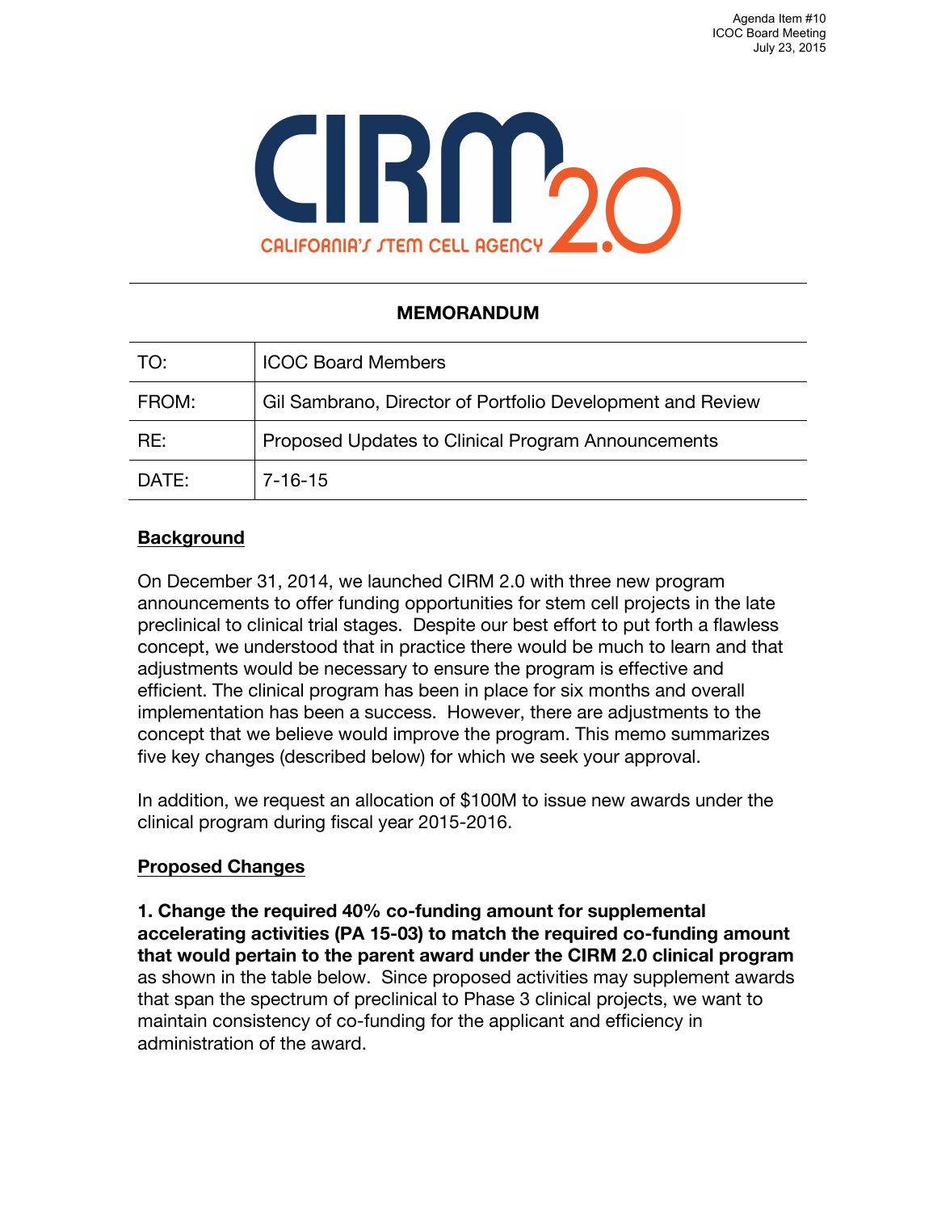Agenda Item #10
ICOC Board Meeting
July 23, 2015

CIRM 2.0
CALIFORNIA'S STEM CELL AGENCY

## MEMORANDUM

| | |
|---|---|
| TO: | ICOC Board Members |
| FROM: | Gil Sambrano, Director of Portfolio Development and Review |
| RE: | Proposed Updates to Clinical Program Announcements |
| DATE: | 7-16-15 |

**Background**

On December 31, 2014, we launched CIRM 2.0 with three new program announcements to offer funding opportunities for stem cell projects in the late preclinical to clinical trial stages. Despite our best effort to put forth a flawless concept, we understood that in practice there would be much to learn and that adjustments would be necessary to ensure the program is effective and efficient. The clinical program has been in place for six months and overall implementation has been a success. However, there are adjustments to the concept that we believe would improve the program. This memo summarizes five key changes (described below) for which we seek your approval.

In addition, we request an allocation of $100M to issue new awards under the clinical program during fiscal year 2015-2016.

**Proposed Changes**

**1. Change the required 40% co-funding amount for supplemental accelerating activities (PA 15-03) to match the required co-funding amount that would pertain to the parent award under the CIRM 2.0 clinical program** as shown in the table below. Since proposed activities may supplement awards that span the spectrum of preclinical to Phase 3 clinical projects, we want to maintain consistency of co-funding for the applicant and efficiency in administration of the award.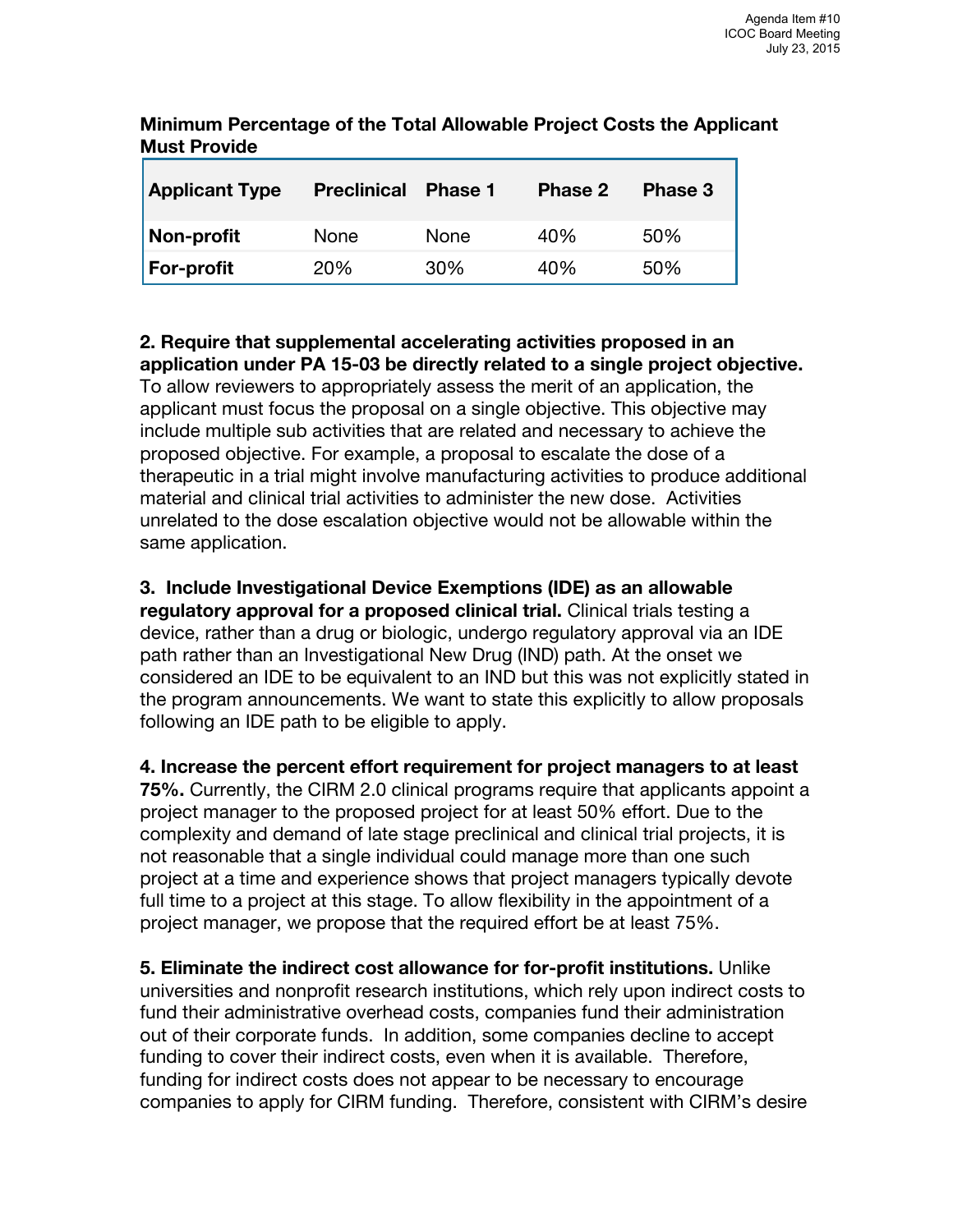**Minimum Percentage of the Total Allowable Project Costs the Applicant Must Provide**

| Applicant Type | Preclinical | Phase 1 | Phase 2 | Phase 3 |
|---|---|---|---|---|
| **Non-profit** | None | None | 40% | 50% |
| **For-profit** | 20% | 30% | 40% | 50% |

**2. Require that supplemental accelerating activities proposed in an application under PA 15-03 be directly related to a single project objective.** To allow reviewers to appropriately assess the merit of an application, the applicant must focus the proposal on a single objective. This objective may include multiple sub activities that are related and necessary to achieve the proposed objective. For example, a proposal to escalate the dose of a therapeutic in a trial might involve manufacturing activities to produce additional material and clinical trial activities to administer the new dose. Activities unrelated to the dose escalation objective would not be allowable within the same application.

**3. Include Investigational Device Exemptions (IDE) as an allowable regulatory approval for a proposed clinical trial.** Clinical trials testing a device, rather than a drug or biologic, undergo regulatory approval via an IDE path rather than an Investigational New Drug (IND) path. At the onset we considered an IDE to be equivalent to an IND but this was not explicitly stated in the program announcements. We want to state this explicitly to allow proposals following an IDE path to be eligible to apply.

**4. Increase the percent effort requirement for project managers to at least 75%.** Currently, the CIRM 2.0 clinical programs require that applicants appoint a project manager to the proposed project for at least 50% effort. Due to the complexity and demand of late stage preclinical and clinical trial projects, it is not reasonable that a single individual could manage more than one such project at a time and experience shows that project managers typically devote full time to a project at this stage. To allow flexibility in the appointment of a project manager, we propose that the required effort be at least 75%.

**5. Eliminate the indirect cost allowance for for-profit institutions.** Unlike universities and nonprofit research institutions, which rely upon indirect costs to fund their administrative overhead costs, companies fund their administration out of their corporate funds. In addition, some companies decline to accept funding to cover their indirect costs, even when it is available. Therefore, funding for indirect costs does not appear to be necessary to encourage companies to apply for CIRM funding. Therefore, consistent with CIRM's desire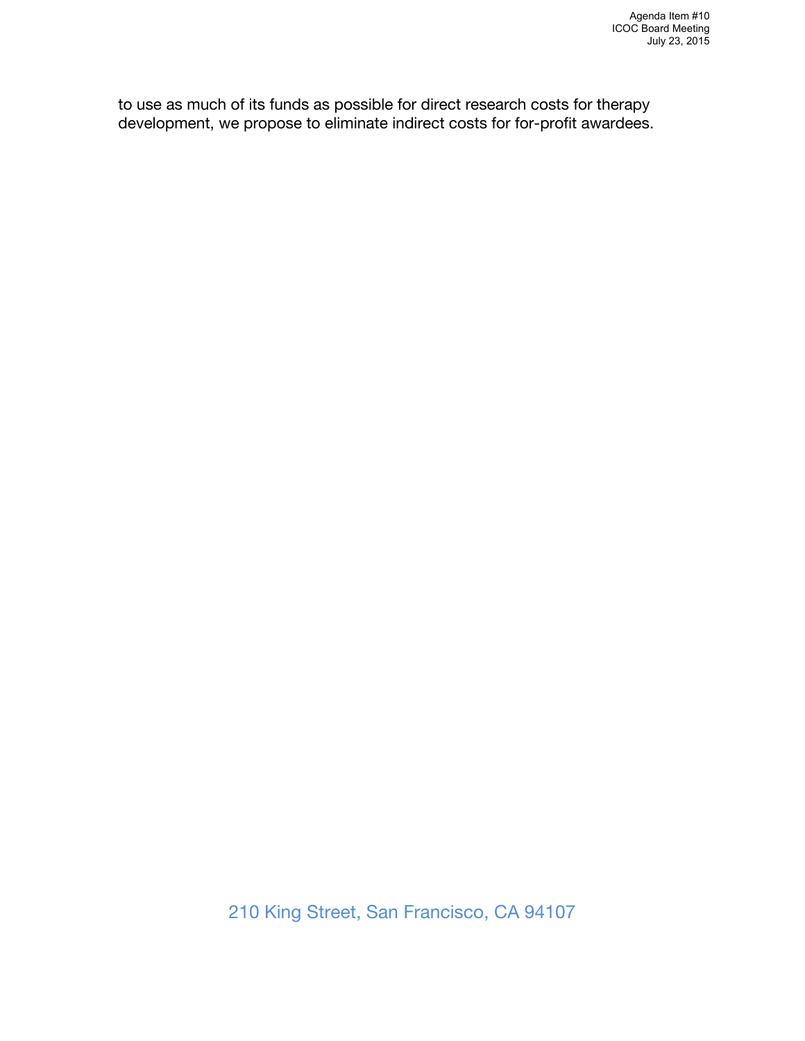to use as much of its funds as possible for direct research costs for therapy development, we propose to eliminate indirect costs for for-profit awardees.